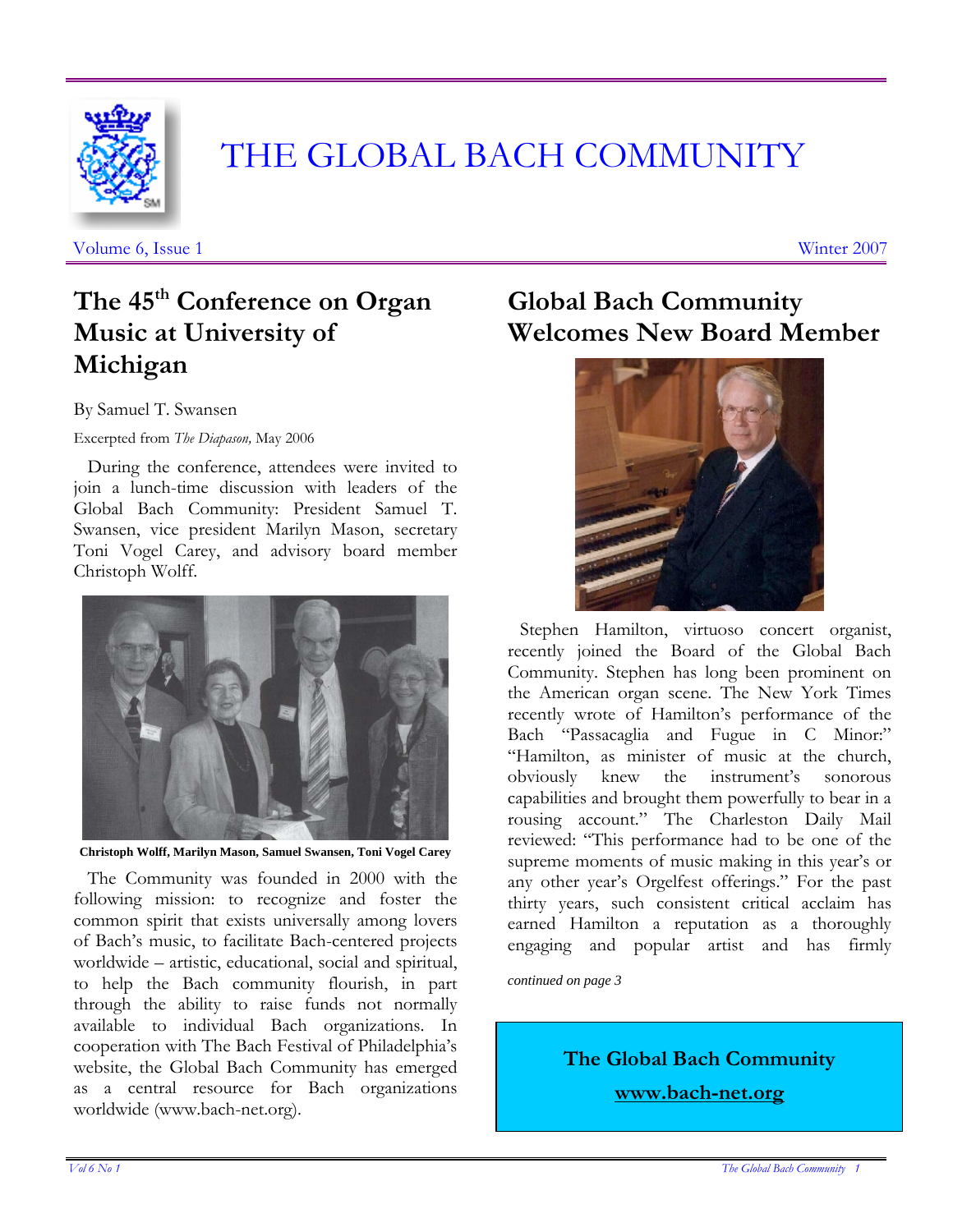# THE GLOBAL BACH COMMUNITY

Volume 6, Issue 1 Winter 2007

## The 45th Conference on Organ Music at University of Michigan

By Samuel T. Swansen

Excerpted from *The Diapason,* May 2006

During the conference, attendees were invited to join a lunch-time discussion with leaders of the Global Bach Community: President Samuel T. Swansen, vice president Marilyn Mason, secretary Toni Vogel Carey, and advisory board member Christoph Wolff.

**Christoph Wolff, Marilyn Mason, Samuel Swansen, Toni Vogel Carey**

The Community was founded in 2000 with the following mission: to recognize and foster the common spirit that exists universally among lovers of Bach's music, to facilitate Bach-centered projects worldwide – artistic, educational, social and spiritual, to help the Bach community flourish, in part through the ability to raise funds not normally available to individual Bach organizations. In cooperation with The Bach Festival of Philadelphia's website, the Global Bach Community has emerged as a central resource for Bach organizations worldwide (www.bach-net.org).

## Global Bach Community Welcomes New Board Member

Stephen Hamilton, virtuoso concert organist, recently joined the Board of the Global Bach Community. Stephen has long been prominent on the American organ scene. The New York Times recently wrote of Hamilton's performance of the Bach "Passacaglia and Fugue in C Minor:" "Hamilton, as minister of music at the church, obviously knew the instrument's sonorous capabilities and brought them powerfully to bear in a rousing account." The Charleston Daily Mail reviewed: "This performance had to be one of the supreme moments of music making in this year's or any other year's Orgelfest offerings." For the past thirty years, such consistent critical acclaim has earned Hamilton a reputation as a thoroughly engaging and popular artist and has firmly

*continued on page 3*

**The Global Bach Community**

**www.bach-net.org**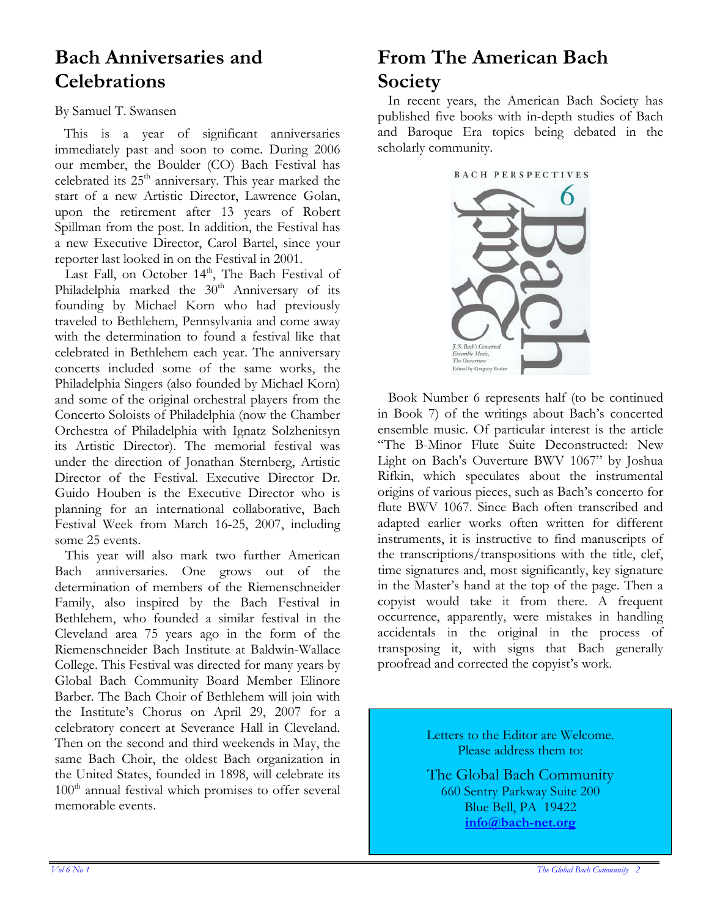## Bach Anniversaries and Celebrations

By Samuel T. Swansen

This is a year of significant anniversaries immediately past and soon to come. During 2006 our member, the Boulder (CO) Bach Festival has celebrated its 25th anniversary. This year marked the start of a new Artistic Director, Lawrence Golan, upon the retirement after 13 years of Robert Spillman from the post. In addition, the Festival has a new Executive Director, Carol Bartel, since your reporter last looked in on the Festival in 2001.

Last Fall, on October 14th, The Bach Festival of Philadelphia marked the 30th Anniversary of its founding by Michael Korn who had previously traveled to Bethlehem, Pennsylvania and come away with the determination to found a festival like that celebrated in Bethlehem each year. The anniversary concerts included some of the same works, the Philadelphia Singers (also founded by Michael Korn) and some of the original orchestral players from the Concerto Soloists of Philadelphia (now the Chamber Orchestra of Philadelphia with Ignatz Solzhenitsyn its Artistic Director). The memorial festival was under the direction of Jonathan Sternberg, Artistic Director of the Festival. Executive Director Dr. Guido Houben is the Executive Director who is planning for an international collaborative, Bach Festival Week from March 16-25, 2007, including some 25 events.

This year will also mark two further American Bach anniversaries. One grows out of the determination of members of the Riemenschneider Family, also inspired by the Bach Festival in Bethlehem, who founded a similar festival in the Cleveland area 75 years ago in the form of the Riemenschneider Bach Institute at Baldwin-Wallace College. This Festival was directed for many years by Global Bach Community Board Member Elinore Barber. The Bach Choir of Bethlehem will join with the Institute's Chorus on April 29, 2007 for a celebratory concert at Severance Hall in Cleveland. Then on the second and third weekends in May, the same Bach Choir, the oldest Bach organization in the United States, founded in 1898, will celebrate its 100th annual festival which promises to offer several memorable events.

## From The American Bach Society

In recent years, the American Bach Society has published five books with in-depth studies of Bach and Baroque Era topics being debated in the scholarly community.

Book Number 6 represents half (to be continued in Book 7) of the writings about Bach's concerted ensemble music. Of particular interest is the article "The B-Minor Flute Suite Deconstructed: New Light on Bach's Ouverture BWV 1067" by Joshua Rifkin, which speculates about the instrumental origins of various pieces, such as Bach's concerto for flute BWV 1067. Since Bach often transcribed and adapted earlier works often written for different instruments, it is instructive to find manuscripts of the transcriptions/transpositions with the title, clef, time signatures and, most significantly, key signature in the Master's hand at the top of the page. Then a copyist would take it from there. A frequent occurrence, apparently, were mistakes in handling accidentals in the original in the process of transposing it, with signs that Bach generally proofread and corrected the copyist's work.

Letters to the Editor are Welcome.
Please address them to:

The Global Bach Community
660 Sentry Parkway Suite 200
Blue Bell, PA 19422
info@bach-net.org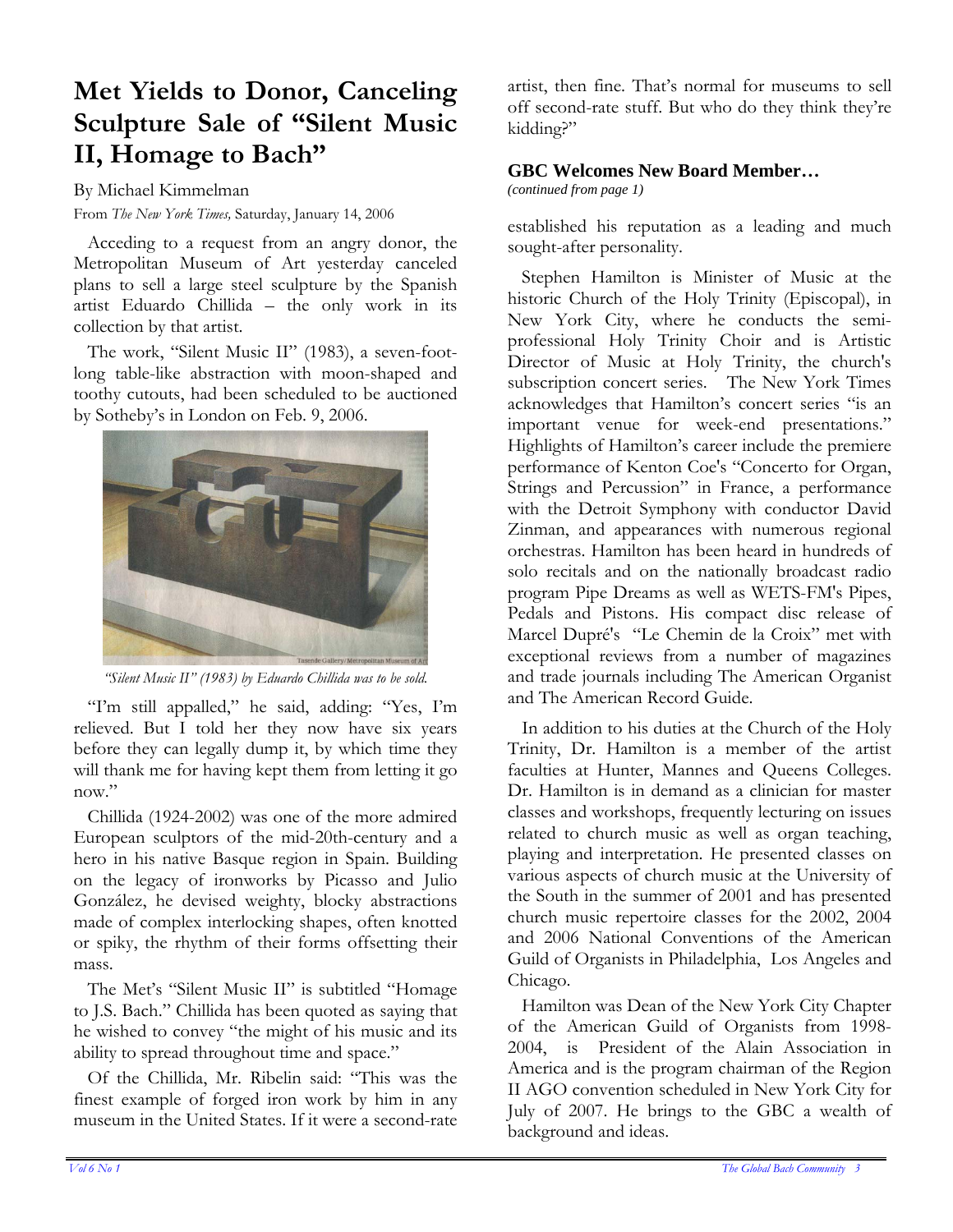# Met Yields to Donor, Canceling Sculpture Sale of "Silent Music II, Homage to Bach"

By Michael Kimmelman

From *The New York Times,* Saturday, January 14, 2006

Acceding to a request from an angry donor, the Metropolitan Museum of Art yesterday canceled plans to sell a large steel sculpture by the Spanish artist Eduardo Chillida – the only work in its collection by that artist.

The work, "Silent Music II" (1983), a seven-foot-long table-like abstraction with moon-shaped and toothy cutouts, had been scheduled to be auctioned by Sotheby's in London on Feb. 9, 2006.

*"Silent Music II" (1983) by Eduardo Chillida was to be sold.*

"I'm still appalled," he said, adding: "Yes, I'm relieved. But I told her they now have six years before they can legally dump it, by which time they will thank me for having kept them from letting it go now."

Chillida (1924-2002) was one of the more admired European sculptors of the mid-20th-century and a hero in his native Basque region in Spain. Building on the legacy of ironworks by Picasso and Julio González, he devised weighty, blocky abstractions made of complex interlocking shapes, often knotted or spiky, the rhythm of their forms offsetting their mass.

The Met's "Silent Music II" is subtitled "Homage to J.S. Bach." Chillida has been quoted as saying that he wished to convey "the might of his music and its ability to spread throughout time and space."

Of the Chillida, Mr. Ribelin said: "This was the finest example of forged iron work by him in any museum in the United States. If it were a second-rate artist, then fine. That's normal for museums to sell off second-rate stuff. But who do they think they're kidding?"

## GBC Welcomes New Board Member…

*(continued from page 1)*

established his reputation as a leading and much sought-after personality.

Stephen Hamilton is Minister of Music at the historic Church of the Holy Trinity (Episcopal), in New York City, where he conducts the semi-professional Holy Trinity Choir and is Artistic Director of Music at Holy Trinity, the church's subscription concert series. The New York Times acknowledges that Hamilton's concert series "is an important venue for week-end presentations." Highlights of Hamilton's career include the premiere performance of Kenton Coe's "Concerto for Organ, Strings and Percussion" in France, a performance with the Detroit Symphony with conductor David Zinman, and appearances with numerous regional orchestras. Hamilton has been heard in hundreds of solo recitals and on the nationally broadcast radio program Pipe Dreams as well as WETS-FM's Pipes, Pedals and Pistons. His compact disc release of Marcel Dupré's "Le Chemin de la Croix" met with exceptional reviews from a number of magazines and trade journals including The American Organist and The American Record Guide.

In addition to his duties at the Church of the Holy Trinity, Dr. Hamilton is a member of the artist faculties at Hunter, Mannes and Queens Colleges. Dr. Hamilton is in demand as a clinician for master classes and workshops, frequently lecturing on issues related to church music as well as organ teaching, playing and interpretation. He presented classes on various aspects of church music at the University of the South in the summer of 2001 and has presented church music repertoire classes for the 2002, 2004 and 2006 National Conventions of the American Guild of Organists in Philadelphia, Los Angeles and Chicago.

Hamilton was Dean of the New York City Chapter of the American Guild of Organists from 1998-2004, is President of the Alain Association in America and is the program chairman of the Region II AGO convention scheduled in New York City for July of 2007. He brings to the GBC a wealth of background and ideas.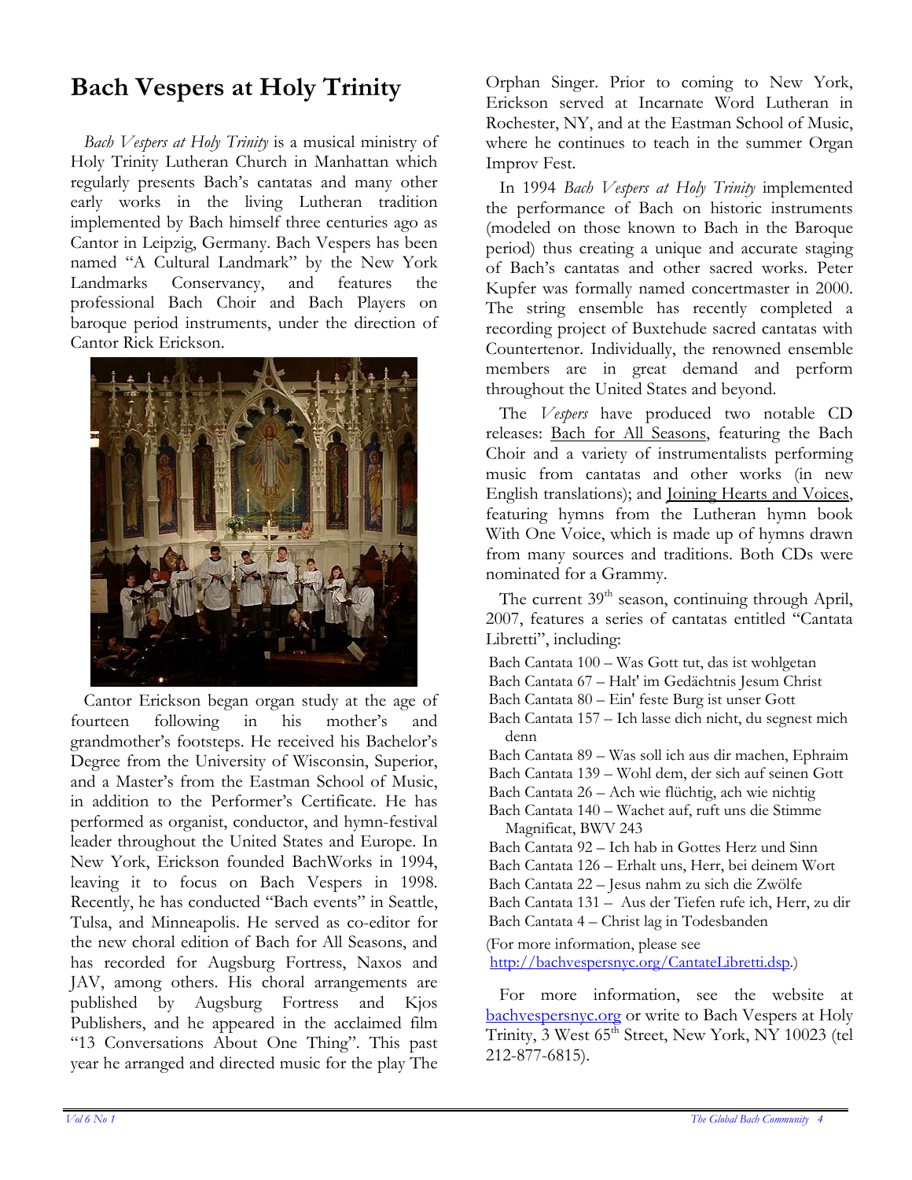# Bach Vespers at Holy Trinity

*Bach Vespers at Holy Trinity* is a musical ministry of Holy Trinity Lutheran Church in Manhattan which regularly presents Bach's cantatas and many other early works in the living Lutheran tradition implemented by Bach himself three centuries ago as Cantor in Leipzig, Germany. Bach Vespers has been named "A Cultural Landmark" by the New York Landmarks Conservancy, and features the professional Bach Choir and Bach Players on baroque period instruments, under the direction of Cantor Rick Erickson.

Cantor Erickson began organ study at the age of fourteen following in his mother's and grandmother's footsteps. He received his Bachelor's Degree from the University of Wisconsin, Superior, and a Master's from the Eastman School of Music, in addition to the Performer's Certificate. He has performed as organist, conductor, and hymn-festival leader throughout the United States and Europe. In New York, Erickson founded BachWorks in 1994, leaving it to focus on Bach Vespers in 1998. Recently, he has conducted "Bach events" in Seattle, Tulsa, and Minneapolis. He served as co-editor for the new choral edition of Bach for All Seasons, and has recorded for Augsburg Fortress, Naxos and JAV, among others. His choral arrangements are published by Augsburg Fortress and Kjos Publishers, and he appeared in the acclaimed film "13 Conversations About One Thing". This past year he arranged and directed music for the play The Orphan Singer. Prior to coming to New York, Erickson served at Incarnate Word Lutheran in Rochester, NY, and at the Eastman School of Music, where he continues to teach in the summer Organ Improv Fest.

In 1994 *Bach Vespers at Holy Trinity* implemented the performance of Bach on historic instruments (modeled on those known to Bach in the Baroque period) thus creating a unique and accurate staging of Bach's cantatas and other sacred works. Peter Kupfer was formally named concertmaster in 2000. The string ensemble has recently completed a recording project of Buxtehude sacred cantatas with Countertenor. Individually, the renowned ensemble members are in great demand and perform throughout the United States and beyond.

The *Vespers* have produced two notable CD releases: Bach for All Seasons, featuring the Bach Choir and a variety of instrumentalists performing music from cantatas and other works (in new English translations); and Joining Hearts and Voices, featuring hymns from the Lutheran hymn book With One Voice, which is made up of hymns drawn from many sources and traditions. Both CDs were nominated for a Grammy.

The current 39th season, continuing through April, 2007, features a series of cantatas entitled "Cantata Libretti", including:

Bach Cantata 100 – Was Gott tut, das ist wohlgetan
Bach Cantata 67 – Halt' im Gedächtnis Jesum Christ
Bach Cantata 80 – Ein' feste Burg ist unser Gott
Bach Cantata 157 – Ich lasse dich nicht, du segnest mich denn
Bach Cantata 89 – Was soll ich aus dir machen, Ephraim
Bach Cantata 139 – Wohl dem, der sich auf seinen Gott
Bach Cantata 26 – Ach wie flüchtig, ach wie nichtig
Bach Cantata 140 – Wachet auf, ruft uns die Stimme
Magnificat, BWV 243
Bach Cantata 92 – Ich hab in Gottes Herz und Sinn
Bach Cantata 126 – Erhalt uns, Herr, bei deinem Wort
Bach Cantata 22 – Jesus nahm zu sich die Zwölfe
Bach Cantata 131 – Aus der Tiefen rufe ich, Herr, zu dir
Bach Cantata 4 – Christ lag in Todesbanden

(For more information, please see http://bachvespersnyc.org/CantateLibretti.dsp.)

For more information, see the website at bachvespersnyc.org or write to Bach Vespers at Holy Trinity, 3 West 65th Street, New York, NY 10023 (tel 212-877-6815).